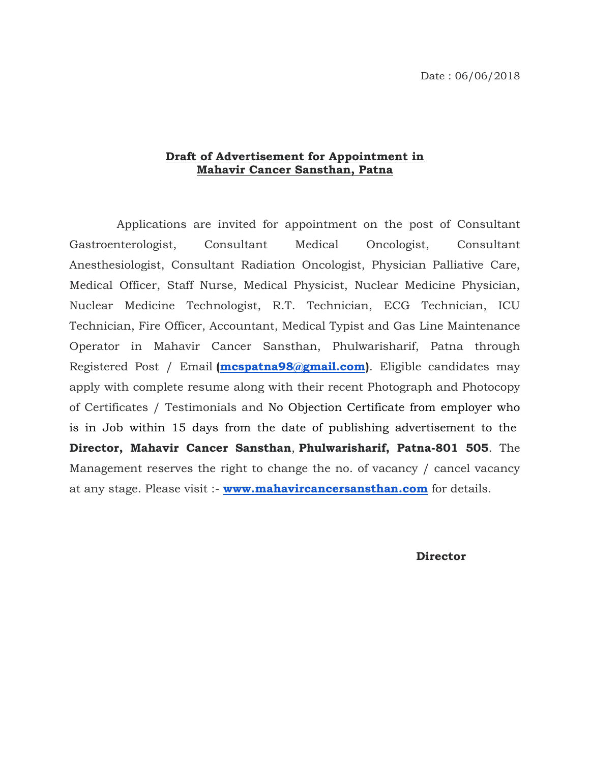Date : 06/06/2018

## Draft of Advertisement for Appointment in Mahavir Cancer Sansthan, Patna

Applications are invited for appointment on the post of Consultant Gastroenterologist, Consultant Medical Oncologist, Consultant Anesthesiologist, Consultant Radiation Oncologist, Physician Palliative Care, Medical Officer, Staff Nurse, Medical Physicist, Nuclear Medicine Physician, Nuclear Medicine Technologist, R.T. Technician, ECG Technician, ICU Technician, Fire Officer, Accountant, Medical Typist and Gas Line Maintenance Operator in Mahavir Cancer Sansthan, Phulwarisharif, Patna through Registered Post / Email **(mcspatna98@gmail.com)**. Eligible candidates may apply with complete resume along with their recent Photograph and Photocopy of Certificates / Testimonials and No Objection Certificate from employer who is in Job within 15 days from the date of publishing advertisement to the **Director, Mahavir Cancer Sansthan**, **Phulwarisharif, Patna-801 505**. The Management reserves the right to change the no. of vacancy / cancel vacancy at any stage. Please visit :- **www.mahavircancersansthan.com** for details.

**Director**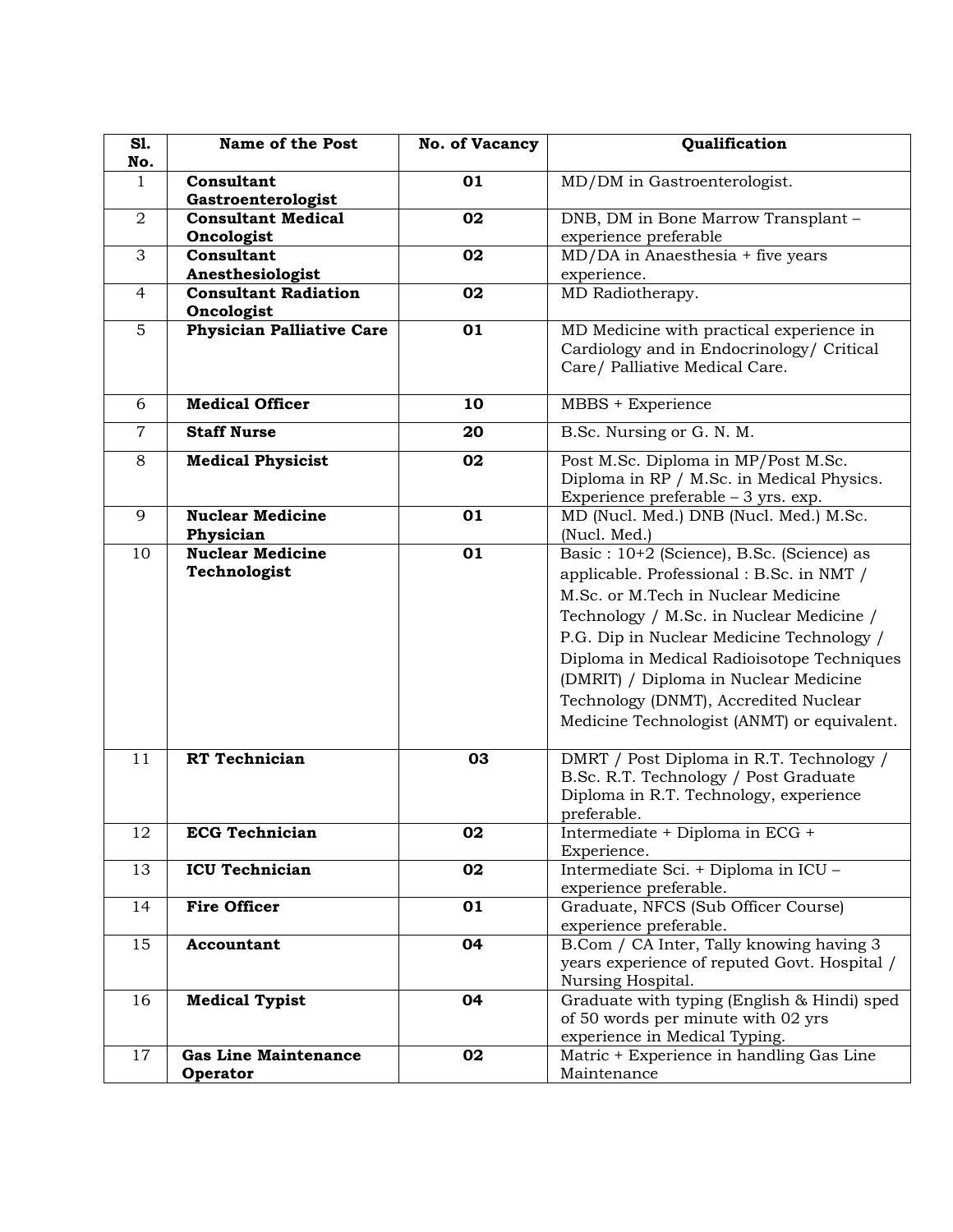| Sl. No. | Name of the Post | No. of Vacancy | Qualification |
|---|---|---|---|
| 1 | **Consultant Gastroenterologist** | **01** | MD/DM in Gastroenterologist. |
| 2 | **Consultant Medical Oncologist** | **02** | DNB, DM in Bone Marrow Transplant – experience preferable |
| 3 | **Consultant Anesthesiologist** | **02** | MD/DA in Anaesthesia + five years experience. |
| 4 | **Consultant Radiation Oncologist** | **02** | MD Radiotherapy. |
| 5 | **Physician Palliative Care** | **01** | MD Medicine with practical experience in Cardiology and in Endocrinology/ Critical Care/ Palliative Medical Care. |
| 6 | **Medical Officer** | **10** | MBBS + Experience |
| 7 | **Staff Nurse** | **20** | B.Sc. Nursing or G. N. M. |
| 8 | **Medical Physicist** | **02** | Post M.Sc. Diploma in MP/Post M.Sc. Diploma in RP / M.Sc. in Medical Physics. Experience preferable – 3 yrs. exp. |
| 9 | **Nuclear Medicine Physician** | **01** | MD (Nucl. Med.) DNB (Nucl. Med.) M.Sc. (Nucl. Med.) |
| 10 | **Nuclear Medicine Technologist** | **01** | Basic : 10+2 (Science), B.Sc. (Science) as applicable. Professional : B.Sc. in NMT / M.Sc. or M.Tech in Nuclear Medicine Technology / M.Sc. in Nuclear Medicine / P.G. Dip in Nuclear Medicine Technology / Diploma in Medical Radioisotope Techniques (DMRIT) / Diploma in Nuclear Medicine Technology (DNMT), Accredited Nuclear Medicine Technologist (ANMT) or equivalent. |
| 11 | **RT Technician** | **03** | DMRT / Post Diploma in R.T. Technology / B.Sc. R.T. Technology / Post Graduate Diploma in R.T. Technology, experience preferable. |
| 12 | **ECG Technician** | **02** | Intermediate + Diploma in ECG + Experience. |
| 13 | **ICU Technician** | **02** | Intermediate Sci. + Diploma in ICU – experience preferable. |
| 14 | **Fire Officer** | **01** | Graduate, NFCS (Sub Officer Course) experience preferable. |
| 15 | **Accountant** | **04** | B.Com / CA Inter, Tally knowing having 3 years experience of reputed Govt. Hospital / Nursing Hospital. |
| 16 | **Medical Typist** | **04** | Graduate with typing (English & Hindi) sped of 50 words per minute with 02 yrs experience in Medical Typing. |
| 17 | **Gas Line Maintenance Operator** | **02** | Matric + Experience in handling Gas Line Maintenance |